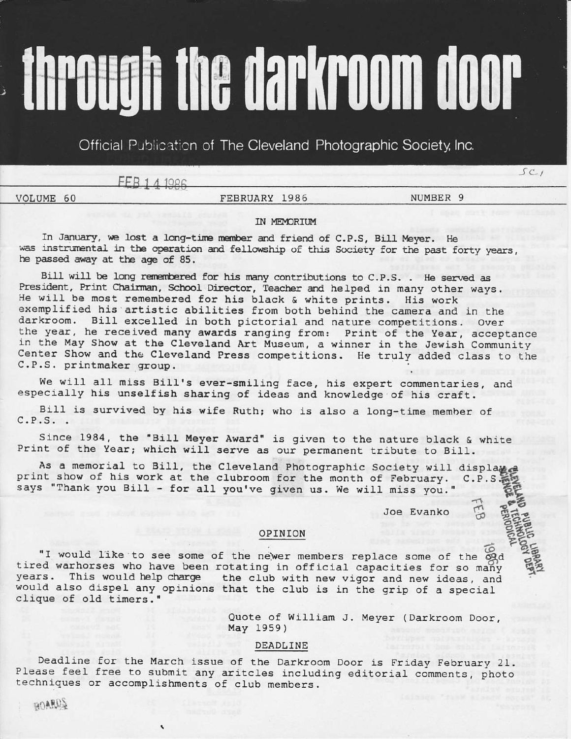# through the darkroom door

Official Publication of The Cleveland Photographic Society, Inc.

FEB 14 1986

VOLUME 60 — FEBRUARY 1986 — NUMBER 9

## IN MEMORIUM

In January, we lost a long-time member and friend of C.P.S, Bill Meyer. He was instrumental in the operation and fellowship of this Society for the past forty years, he passed away at the age of 85.

Bill will be long remembered for his many contributions to C.P.S. . He served as President, Print Chairman, School Director, Teacher and helped in many other ways. He will be most remembered for his black & white prints. His work exemplified his artistic abilities from both behind the camera and in the darkroom. Bill excelled in both pictorial and nature competitions. Over the year, he received many awards ranging from: Print of the Year, acceptance in the May Show at the Cleveland Art Museum, a winner in the Jewish Community Center Show and the Cleveland Press competitions. He truly added class to the C.P.S. printmaker group.

We will all miss Bill's ever-smiling face, his expert commentaries, and especially his unselfish sharing of ideas and knowledge of his craft.

Bill is survived by his wife Ruth; who is also a long-time member of C.P.S. .

Since 1984, the "Bill Meyer Award" is given to the nature black & white Print of the Year; which will serve as our permanent tribute to Bill.

As a memorial to Bill, the Cleveland Photographic Society will display a print show of his work at the clubroom for the month of February. C.P.S. says "Thank you Bill - for all you've given us. We will miss you."

Joe Evanko

## OPINION

"I would like to see some of the newer members replace some of the old tired warhorses who have been rotating in official capacities for so many years. This would help charge the club with new vigor and new ideas, and would also dispel any opinions that the club is in the grip of a special clique of old timers."

Quote of William J. Meyer (Darkroom Door, May 1959)

## DEADLINE

Deadline for the March issue of the Darkroom Door is Friday February 21. Please feel free to submit any aritcles including editorial comments, photo techniques or accomplishments of club members.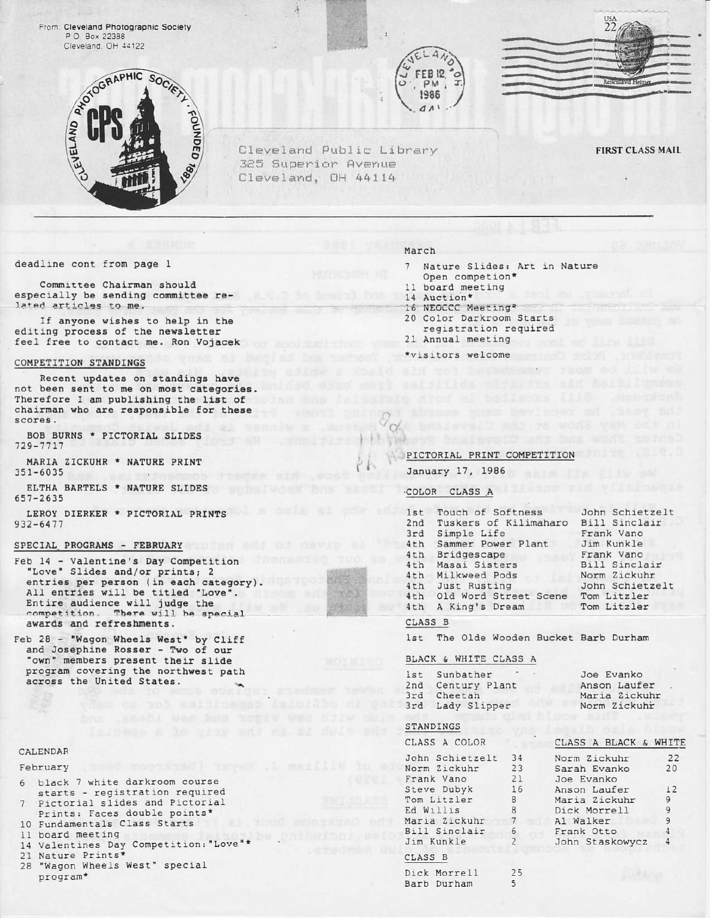From: **Cleveland Photographic Society**
P.O. Box 22388
Cleveland, OH 44122

Cleveland Public Library
325 Superior Avenue
Cleveland, OH 44114

**FIRST CLASS MAIL**

deadline cont from page 1

Committee Chairman should especially be sending committee related articles to me.

If anyone wishes to help in the editing process of the newsletter feel free to contact me. Ron Vojacek

## COMPETITION STANDINGS

Recent updates on standings have not been sent to me on most categories. Therefore I am publishing the list of chairman who are responsible for these scores.

BOB BURNS * PICTORIAL SLIDES
729-7717

MARIA ZICKUHR * NATURE PRINT
351-6035

ELTHA BARTELS * NATURE SLIDES
657-2635

LEROY DIERKER * PICTORIAL PRINTS
932-6477

## SPECIAL PROGRAMS - FEBRUARY

Feb 14 - Valentine's Day Competition "Love" Slides and/or prints; 2 entries per person (in each category). All entries will be titled "Love". Entire audience will judge the competition. There will be special awards and refreshments.

Feb 28 - "Wagon Wheels West" by Cliff and Josephine Rosser - Two of our "own" members present their slide program covering the northwest path across the United States.

## CALENDAR

February

- 6 black 7 white darkroom course starts - registration required
- 7 Pictorial slides and Pictorial Prints: Faces double points*
- 10 Fundamentals Class Starts
- 11 board meeting
- 14 Valentines Day Competition: "Love"*
- 21 Nature Prints*
- 28 "Wagon Wheels West" special program*

March

- 7 Nature Slides: Art in Nature Open competion*
- 11 board meeting
- 14 Auction*
- 16 NEOCCC Meeting*
- 20 Color Darkroom Starts registration required
- 21 Annual meeting

*visitors welcome

## PICTORIAL PRINT COMPETITION

January 17, 1986

COLOR CLASS A

| | | |
|---|---|---|
| 1st | Touch of Softness | John Schietzelt |
| 2nd | Tuskers of Kilimaharo | Bill Sinclair |
| 3rd | Simple Life | Frank Vano |
| 4th | Sammer Power Plant | Jim Kunkle |
| 4th | Bridgescape | Frank Vano |
| 4th | Masai Sisters | Bill Sinclair |
| 4th | Milkweed Pods | Norm Zickuhr |
| 4th | Just Rusting | John Schietzelt |
| 4th | Old Word Street Scene | Tom Litzler |
| 4th | A King's Dream | Tom Litzler |

CLASS B

| | | |
|---|---|---|
| 1st | The Olde Wooden Bucket | Barb Durham |

BLACK & WHITE CLASS A

| | | |
|---|---|---|
| 1st | Sunbather | Joe Evanko |
| 2nd | Century Plant | Anson Laufer |
| 3rd | Cheetah | Maria Zickuhr |
| 3rd | Lady Slipper | Norm Zickuhr |

## STANDINGS

CLASS A COLOR

| | |
|---|---|
| John Schietzelt | 34 |
| Norm Zickuhr | 23 |
| Frank Vano | 21 |
| Steve Dubyk | 16 |
| Tom Litzler | 8 |
| Ed Willis | 8 |
| Maria Zickuhr | 7 |
| Bill Sinclair | 6 |
| Jim Kunkle | 2 |

CLASS B

| | |
|---|---|
| Dick Morrell | 25 |
| Barb Durham | 5 |

CLASS A BLACK & WHITE

| | |
|---|---|
| Norm Zickuhr | 22 |
| Sarah Evanko | 20 |
| Joe Evanko | |
| Anson Laufer | 12 |
| Maria Zickuhr | 9 |
| Dick Morrell | 9 |
| Al Walker | 9 |
| Frank Otto | 4 |
| John Staskowycz | 4 |